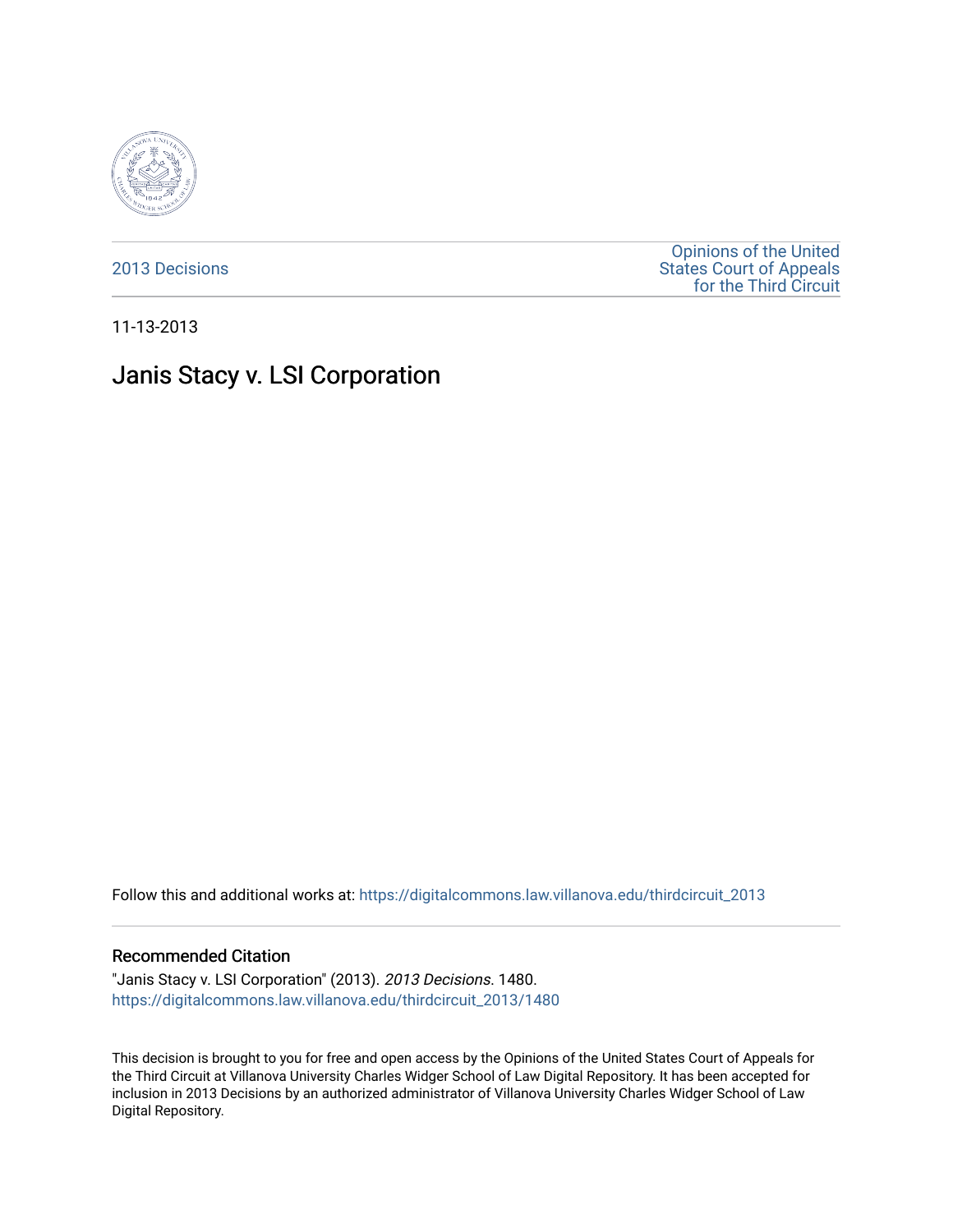2013 Decisions

Opinions of the United States Court of Appeals for the Third Circuit

11-13-2013

# Janis Stacy v. LSI Corporation

Follow this and additional works at: https://digitalcommons.law.villanova.edu/thirdcircuit_2013

## Recommended Citation

"Janis Stacy v. LSI Corporation" (2013). *2013 Decisions*. 1480.
https://digitalcommons.law.villanova.edu/thirdcircuit_2013/1480

This decision is brought to you for free and open access by the Opinions of the United States Court of Appeals for the Third Circuit at Villanova University Charles Widger School of Law Digital Repository. It has been accepted for inclusion in 2013 Decisions by an authorized administrator of Villanova University Charles Widger School of Law Digital Repository.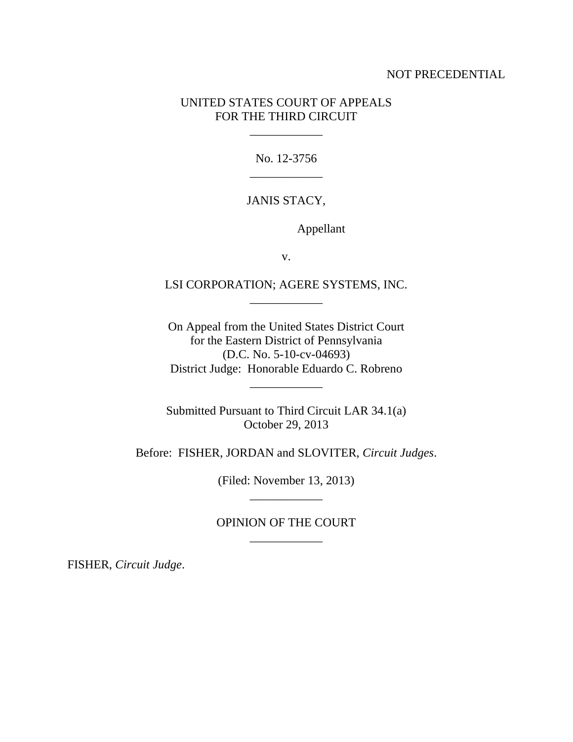NOT PRECEDENTIAL

UNITED STATES COURT OF APPEALS
FOR THE THIRD CIRCUIT

\_\_\_\_\_\_\_\_\_\_\_\_

No. 12-3756

\_\_\_\_\_\_\_\_\_\_\_\_

JANIS STACY,

Appellant

v.

LSI CORPORATION; AGERE SYSTEMS, INC.

\_\_\_\_\_\_\_\_\_\_\_\_

On Appeal from the United States District Court
for the Eastern District of Pennsylvania
(D.C. No. 5-10-cv-04693)
District Judge: Honorable Eduardo C. Robreno

\_\_\_\_\_\_\_\_\_\_\_\_

Submitted Pursuant to Third Circuit LAR 34.1(a)
October 29, 2013

Before: FISHER, JORDAN and SLOVITER, *Circuit Judges*.

(Filed: November 13, 2013)

\_\_\_\_\_\_\_\_\_\_\_\_

OPINION OF THE COURT

\_\_\_\_\_\_\_\_\_\_\_\_

FISHER, *Circuit Judge*.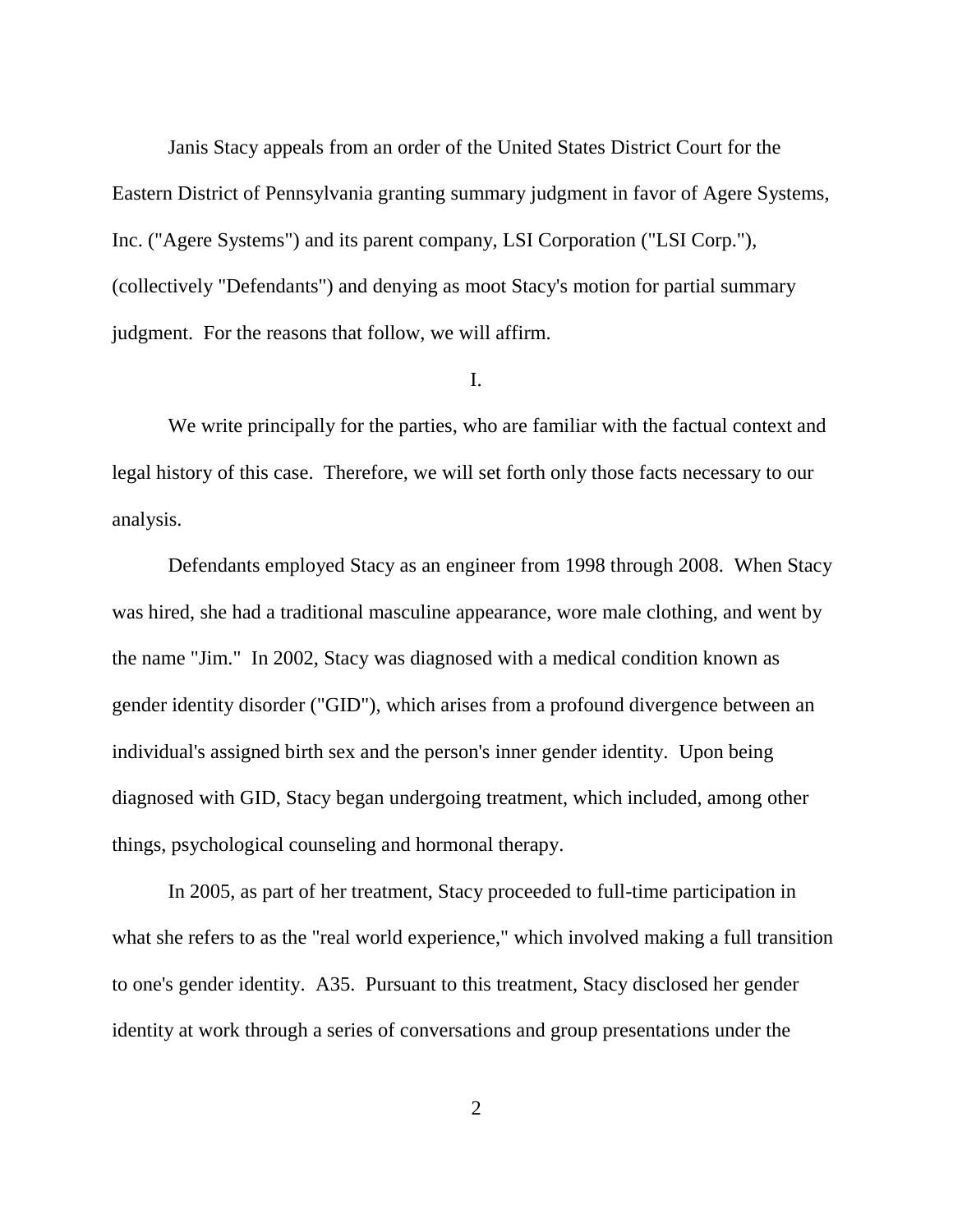Janis Stacy appeals from an order of the United States District Court for the Eastern District of Pennsylvania granting summary judgment in favor of Agere Systems, Inc. ("Agere Systems") and its parent company, LSI Corporation ("LSI Corp."), (collectively "Defendants") and denying as moot Stacy's motion for partial summary judgment. For the reasons that follow, we will affirm.

I.

We write principally for the parties, who are familiar with the factual context and legal history of this case. Therefore, we will set forth only those facts necessary to our analysis.

Defendants employed Stacy as an engineer from 1998 through 2008. When Stacy was hired, she had a traditional masculine appearance, wore male clothing, and went by the name "Jim." In 2002, Stacy was diagnosed with a medical condition known as gender identity disorder ("GID"), which arises from a profound divergence between an individual's assigned birth sex and the person's inner gender identity. Upon being diagnosed with GID, Stacy began undergoing treatment, which included, among other things, psychological counseling and hormonal therapy.

In 2005, as part of her treatment, Stacy proceeded to full-time participation in what she refers to as the "real world experience," which involved making a full transition to one's gender identity. A35. Pursuant to this treatment, Stacy disclosed her gender identity at work through a series of conversations and group presentations under the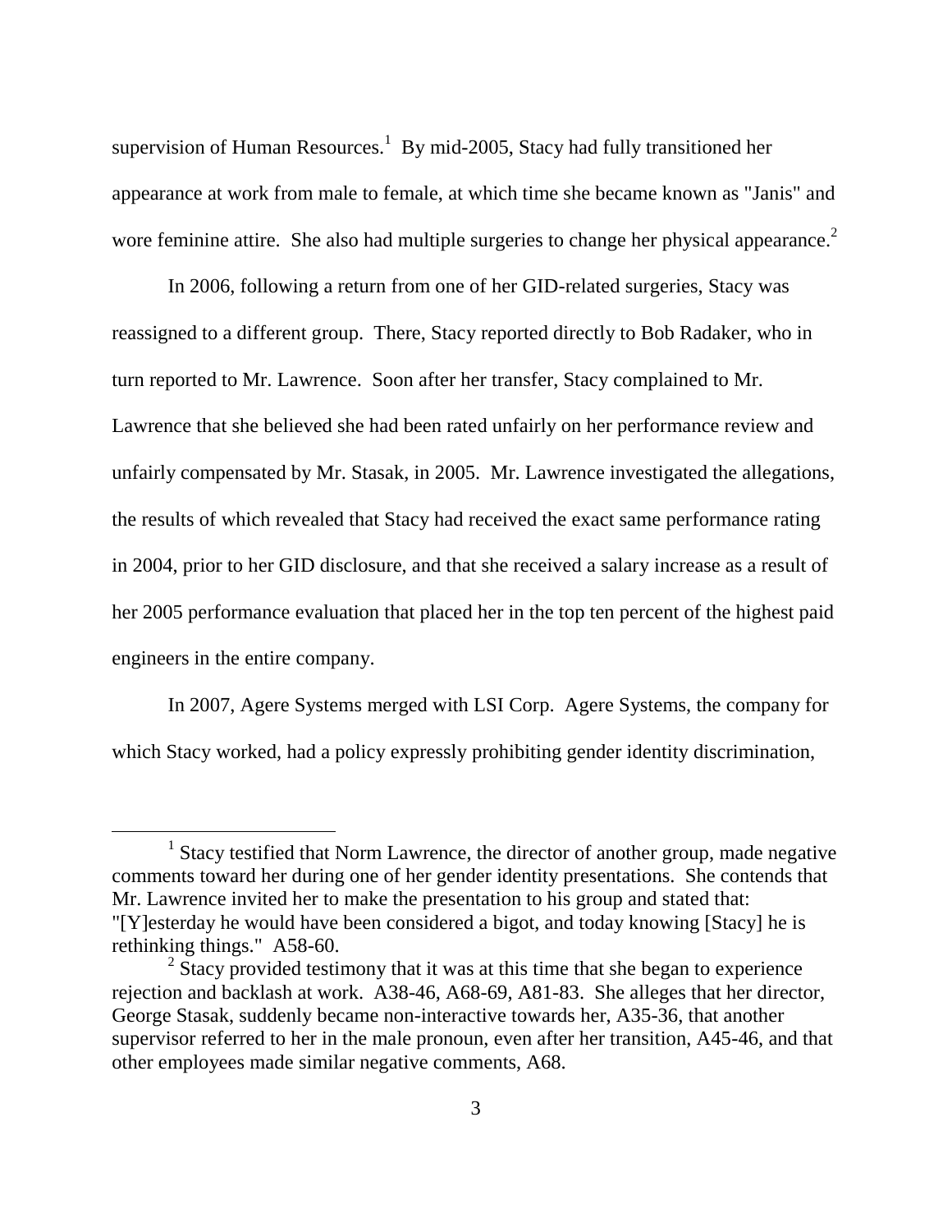supervision of Human Resources.[1] By mid-2005, Stacy had fully transitioned her appearance at work from male to female, at which time she became known as "Janis" and wore feminine attire. She also had multiple surgeries to change her physical appearance.[2]

In 2006, following a return from one of her GID-related surgeries, Stacy was reassigned to a different group. There, Stacy reported directly to Bob Radaker, who in turn reported to Mr. Lawrence. Soon after her transfer, Stacy complained to Mr. Lawrence that she believed she had been rated unfairly on her performance review and unfairly compensated by Mr. Stasak, in 2005. Mr. Lawrence investigated the allegations, the results of which revealed that Stacy had received the exact same performance rating in 2004, prior to her GID disclosure, and that she received a salary increase as a result of her 2005 performance evaluation that placed her in the top ten percent of the highest paid engineers in the entire company.

In 2007, Agere Systems merged with LSI Corp. Agere Systems, the company for which Stacy worked, had a policy expressly prohibiting gender identity discrimination,

---

[1] Stacy testified that Norm Lawrence, the director of another group, made negative comments toward her during one of her gender identity presentations. She contends that Mr. Lawrence invited her to make the presentation to his group and stated that: "[Y]esterday he would have been considered a bigot, and today knowing [Stacy] he is rethinking things." A58-60.

[2] Stacy provided testimony that it was at this time that she began to experience rejection and backlash at work. A38-46, A68-69, A81-83. She alleges that her director, George Stasak, suddenly became non-interactive towards her, A35-36, that another supervisor referred to her in the male pronoun, even after her transition, A45-46, and that other employees made similar negative comments, A68.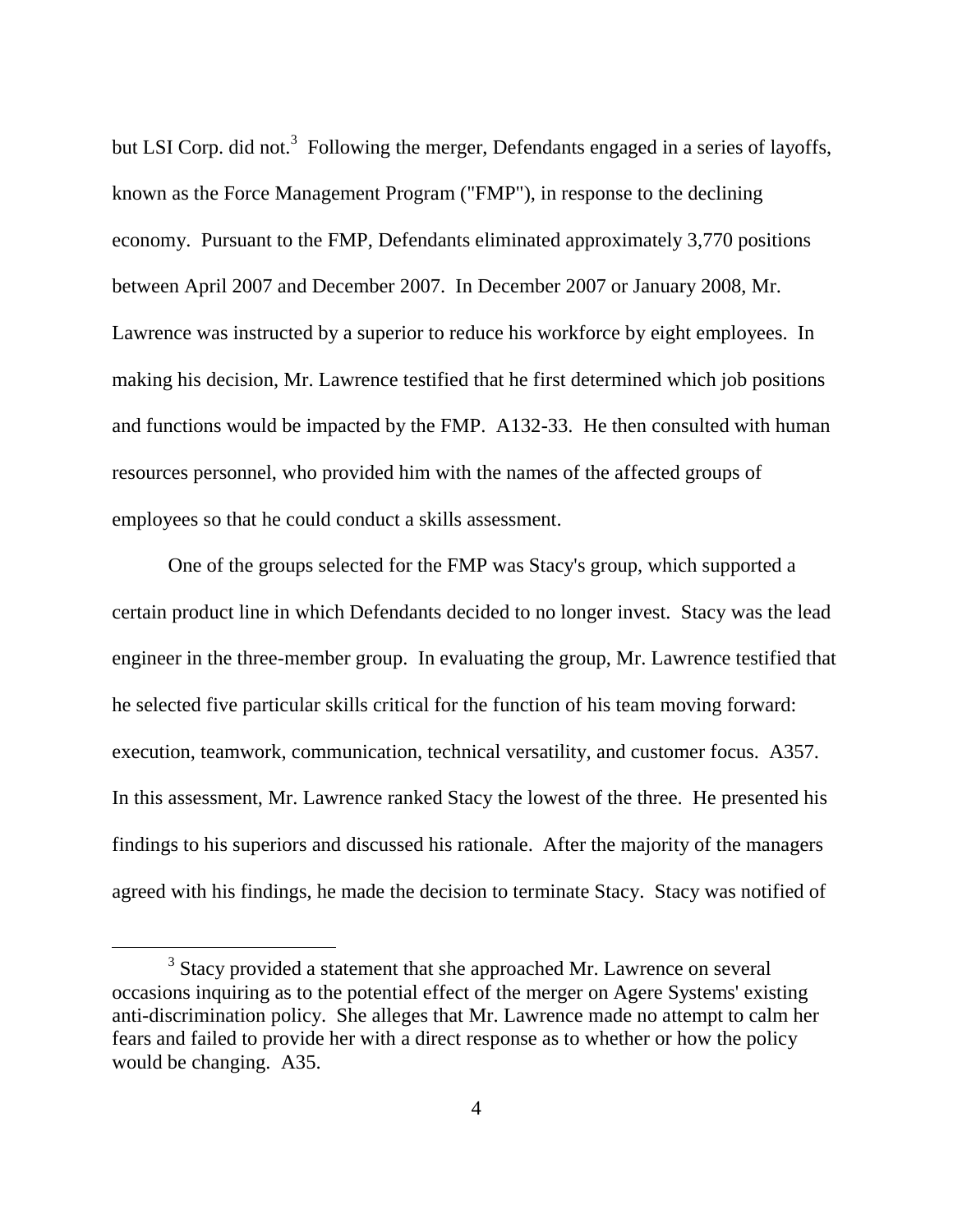but LSI Corp. did not.[3] Following the merger, Defendants engaged in a series of layoffs, known as the Force Management Program ("FMP"), in response to the declining economy. Pursuant to the FMP, Defendants eliminated approximately 3,770 positions between April 2007 and December 2007. In December 2007 or January 2008, Mr. Lawrence was instructed by a superior to reduce his workforce by eight employees. In making his decision, Mr. Lawrence testified that he first determined which job positions and functions would be impacted by the FMP. A132-33. He then consulted with human resources personnel, who provided him with the names of the affected groups of employees so that he could conduct a skills assessment.

One of the groups selected for the FMP was Stacy's group, which supported a certain product line in which Defendants decided to no longer invest. Stacy was the lead engineer in the three-member group. In evaluating the group, Mr. Lawrence testified that he selected five particular skills critical for the function of his team moving forward: execution, teamwork, communication, technical versatility, and customer focus. A357. In this assessment, Mr. Lawrence ranked Stacy the lowest of the three. He presented his findings to his superiors and discussed his rationale. After the majority of the managers agreed with his findings, he made the decision to terminate Stacy. Stacy was notified of

---

[3] Stacy provided a statement that she approached Mr. Lawrence on several occasions inquiring as to the potential effect of the merger on Agere Systems' existing anti-discrimination policy. She alleges that Mr. Lawrence made no attempt to calm her fears and failed to provide her with a direct response as to whether or how the policy would be changing. A35.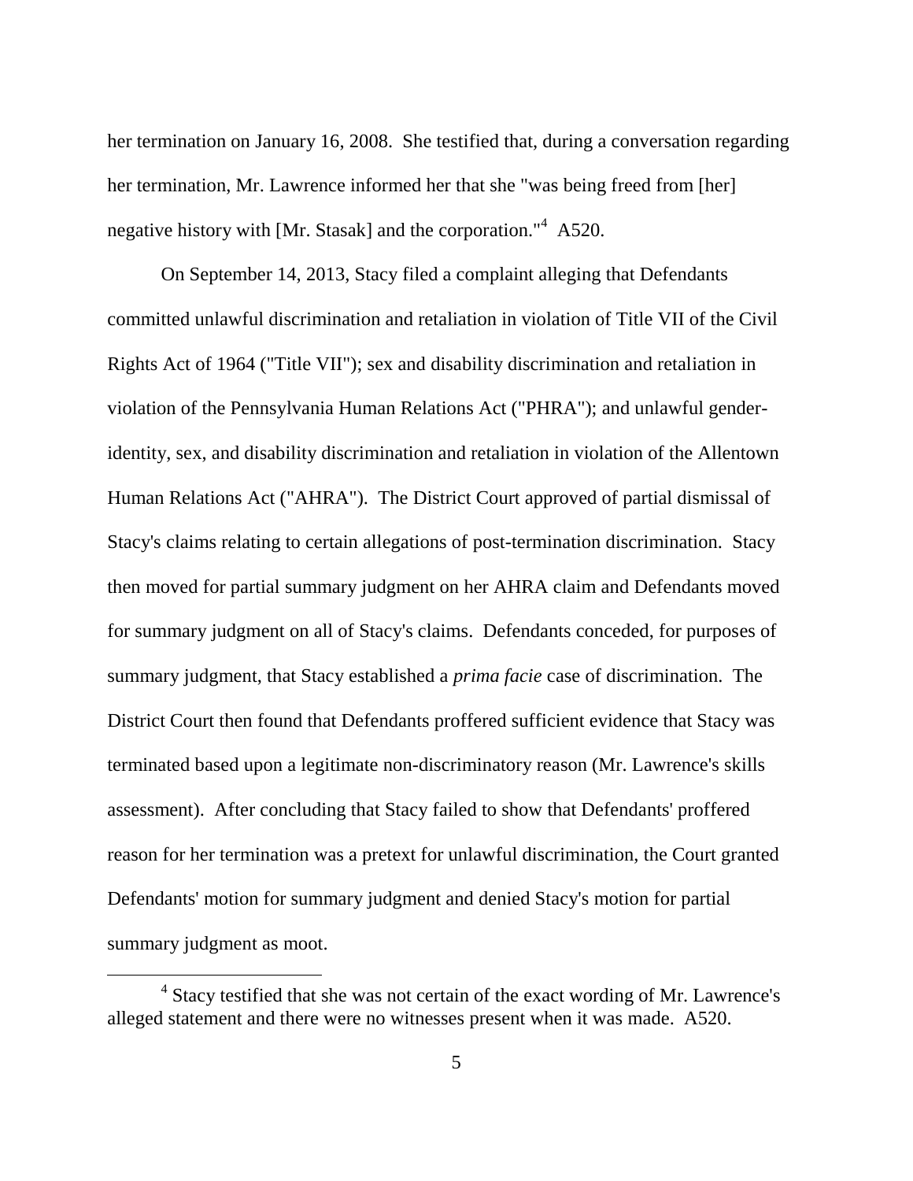her termination on January 16, 2008. She testified that, during a conversation regarding her termination, Mr. Lawrence informed her that she "was being freed from [her] negative history with [Mr. Stasak] and the corporation."[4] A520.

On September 14, 2013, Stacy filed a complaint alleging that Defendants committed unlawful discrimination and retaliation in violation of Title VII of the Civil Rights Act of 1964 ("Title VII"); sex and disability discrimination and retaliation in violation of the Pennsylvania Human Relations Act ("PHRA"); and unlawful gender-identity, sex, and disability discrimination and retaliation in violation of the Allentown Human Relations Act ("AHRA"). The District Court approved of partial dismissal of Stacy's claims relating to certain allegations of post-termination discrimination. Stacy then moved for partial summary judgment on her AHRA claim and Defendants moved for summary judgment on all of Stacy's claims. Defendants conceded, for purposes of summary judgment, that Stacy established a *prima facie* case of discrimination. The District Court then found that Defendants proffered sufficient evidence that Stacy was terminated based upon a legitimate non-discriminatory reason (Mr. Lawrence's skills assessment). After concluding that Stacy failed to show that Defendants' proffered reason for her termination was a pretext for unlawful discrimination, the Court granted Defendants' motion for summary judgment and denied Stacy's motion for partial summary judgment as moot.

[4] Stacy testified that she was not certain of the exact wording of Mr. Lawrence's alleged statement and there were no witnesses present when it was made. A520.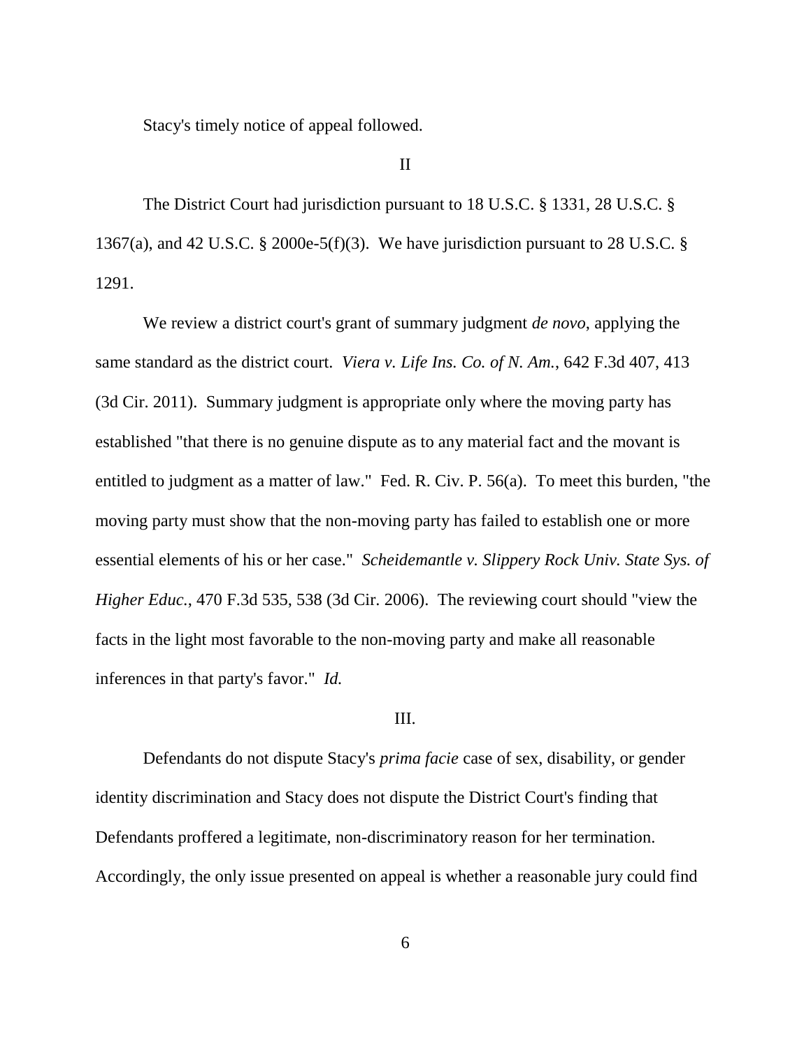Stacy's timely notice of appeal followed.

II

The District Court had jurisdiction pursuant to 18 U.S.C. § 1331, 28 U.S.C. § 1367(a), and 42 U.S.C. § 2000e-5(f)(3). We have jurisdiction pursuant to 28 U.S.C. § 1291.

We review a district court's grant of summary judgment *de novo*, applying the same standard as the district court. *Viera v. Life Ins. Co. of N. Am.*, 642 F.3d 407, 413 (3d Cir. 2011). Summary judgment is appropriate only where the moving party has established "that there is no genuine dispute as to any material fact and the movant is entitled to judgment as a matter of law." Fed. R. Civ. P. 56(a). To meet this burden, "the moving party must show that the non-moving party has failed to establish one or more essential elements of his or her case." *Scheidemantle v. Slippery Rock Univ. State Sys. of Higher Educ.*, 470 F.3d 535, 538 (3d Cir. 2006). The reviewing court should "view the facts in the light most favorable to the non-moving party and make all reasonable inferences in that party's favor." *Id.*

III.

Defendants do not dispute Stacy's *prima facie* case of sex, disability, or gender identity discrimination and Stacy does not dispute the District Court's finding that Defendants proffered a legitimate, non-discriminatory reason for her termination. Accordingly, the only issue presented on appeal is whether a reasonable jury could find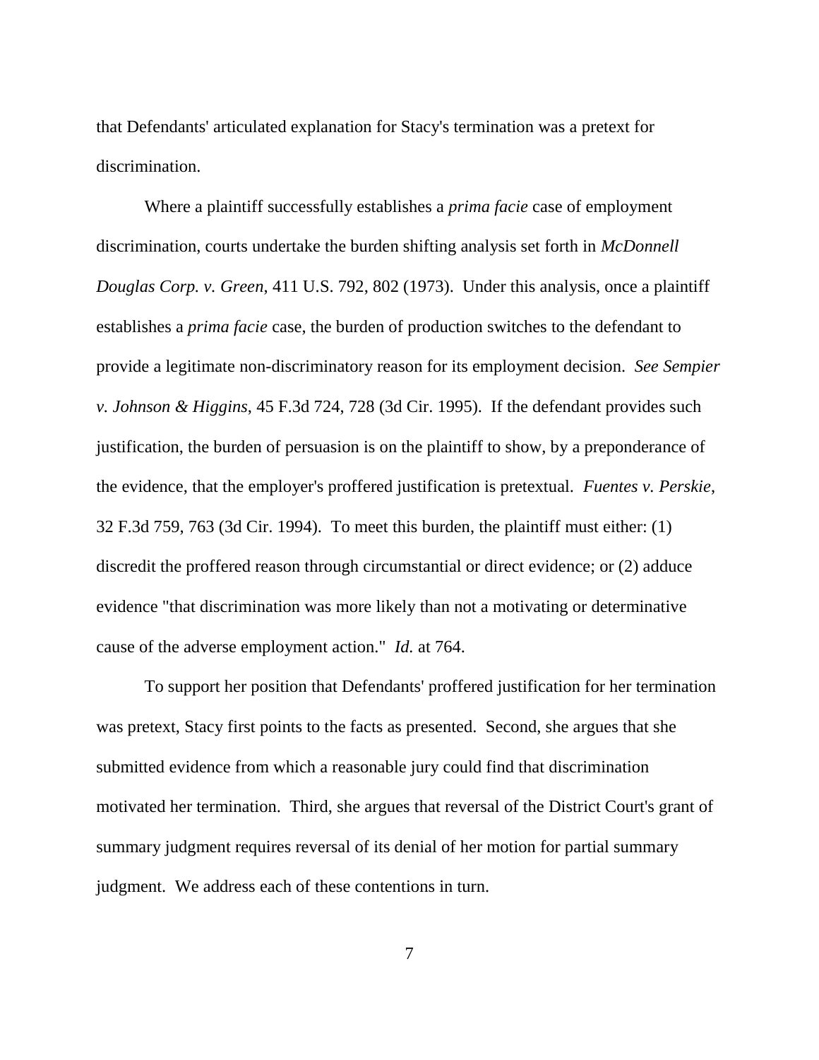that Defendants' articulated explanation for Stacy's termination was a pretext for discrimination.

Where a plaintiff successfully establishes a *prima facie* case of employment discrimination, courts undertake the burden shifting analysis set forth in *McDonnell Douglas Corp. v. Green*, 411 U.S. 792, 802 (1973). Under this analysis, once a plaintiff establishes a *prima facie* case, the burden of production switches to the defendant to provide a legitimate non-discriminatory reason for its employment decision. *See Sempier v. Johnson & Higgins*, 45 F.3d 724, 728 (3d Cir. 1995). If the defendant provides such justification, the burden of persuasion is on the plaintiff to show, by a preponderance of the evidence, that the employer's proffered justification is pretextual. *Fuentes v. Perskie*, 32 F.3d 759, 763 (3d Cir. 1994). To meet this burden, the plaintiff must either: (1) discredit the proffered reason through circumstantial or direct evidence; or (2) adduce evidence "that discrimination was more likely than not a motivating or determinative cause of the adverse employment action." *Id.* at 764.

To support her position that Defendants' proffered justification for her termination was pretext, Stacy first points to the facts as presented. Second, she argues that she submitted evidence from which a reasonable jury could find that discrimination motivated her termination. Third, she argues that reversal of the District Court's grant of summary judgment requires reversal of its denial of her motion for partial summary judgment. We address each of these contentions in turn.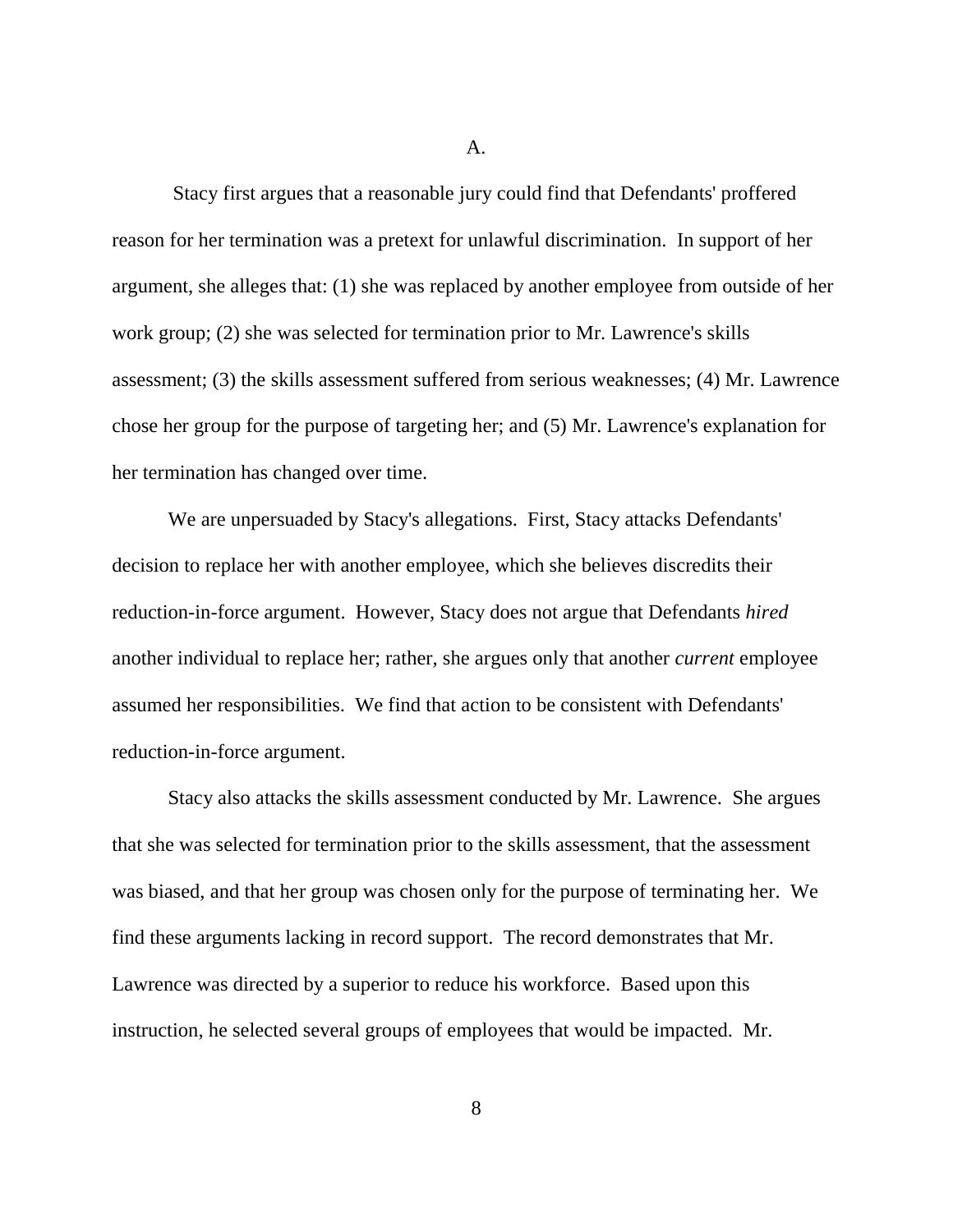A.

Stacy first argues that a reasonable jury could find that Defendants' proffered reason for her termination was a pretext for unlawful discrimination. In support of her argument, she alleges that: (1) she was replaced by another employee from outside of her work group; (2) she was selected for termination prior to Mr. Lawrence's skills assessment; (3) the skills assessment suffered from serious weaknesses; (4) Mr. Lawrence chose her group for the purpose of targeting her; and (5) Mr. Lawrence's explanation for her termination has changed over time.

We are unpersuaded by Stacy's allegations. First, Stacy attacks Defendants' decision to replace her with another employee, which she believes discredits their reduction-in-force argument. However, Stacy does not argue that Defendants *hired* another individual to replace her; rather, she argues only that another *current* employee assumed her responsibilities. We find that action to be consistent with Defendants' reduction-in-force argument.

Stacy also attacks the skills assessment conducted by Mr. Lawrence. She argues that she was selected for termination prior to the skills assessment, that the assessment was biased, and that her group was chosen only for the purpose of terminating her. We find these arguments lacking in record support. The record demonstrates that Mr. Lawrence was directed by a superior to reduce his workforce. Based upon this instruction, he selected several groups of employees that would be impacted. Mr.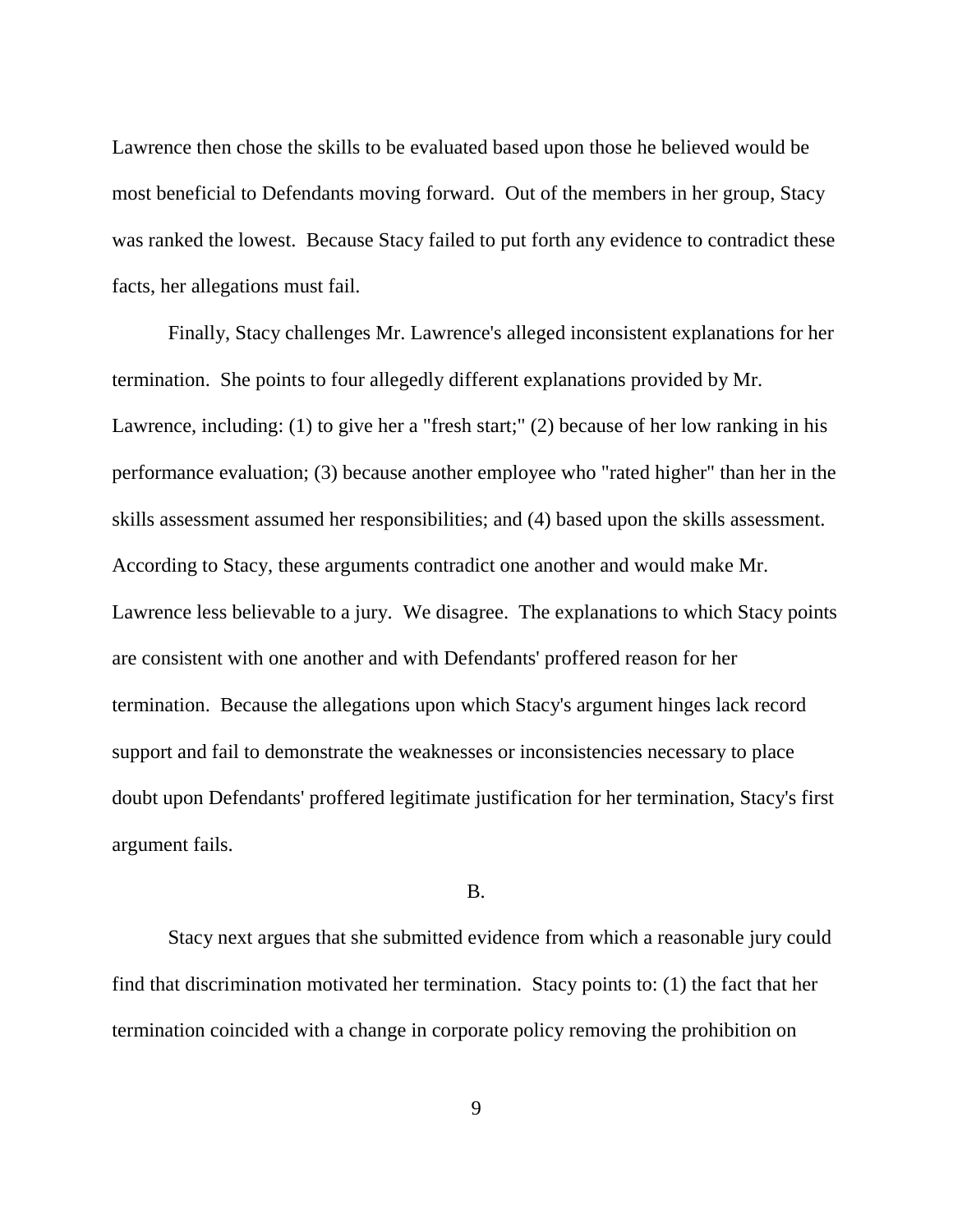Lawrence then chose the skills to be evaluated based upon those he believed would be most beneficial to Defendants moving forward. Out of the members in her group, Stacy was ranked the lowest. Because Stacy failed to put forth any evidence to contradict these facts, her allegations must fail.

Finally, Stacy challenges Mr. Lawrence's alleged inconsistent explanations for her termination. She points to four allegedly different explanations provided by Mr. Lawrence, including: (1) to give her a "fresh start;" (2) because of her low ranking in his performance evaluation; (3) because another employee who "rated higher" than her in the skills assessment assumed her responsibilities; and (4) based upon the skills assessment. According to Stacy, these arguments contradict one another and would make Mr. Lawrence less believable to a jury. We disagree. The explanations to which Stacy points are consistent with one another and with Defendants' proffered reason for her termination. Because the allegations upon which Stacy's argument hinges lack record support and fail to demonstrate the weaknesses or inconsistencies necessary to place doubt upon Defendants' proffered legitimate justification for her termination, Stacy's first argument fails.

B.

Stacy next argues that she submitted evidence from which a reasonable jury could find that discrimination motivated her termination. Stacy points to: (1) the fact that her termination coincided with a change in corporate policy removing the prohibition on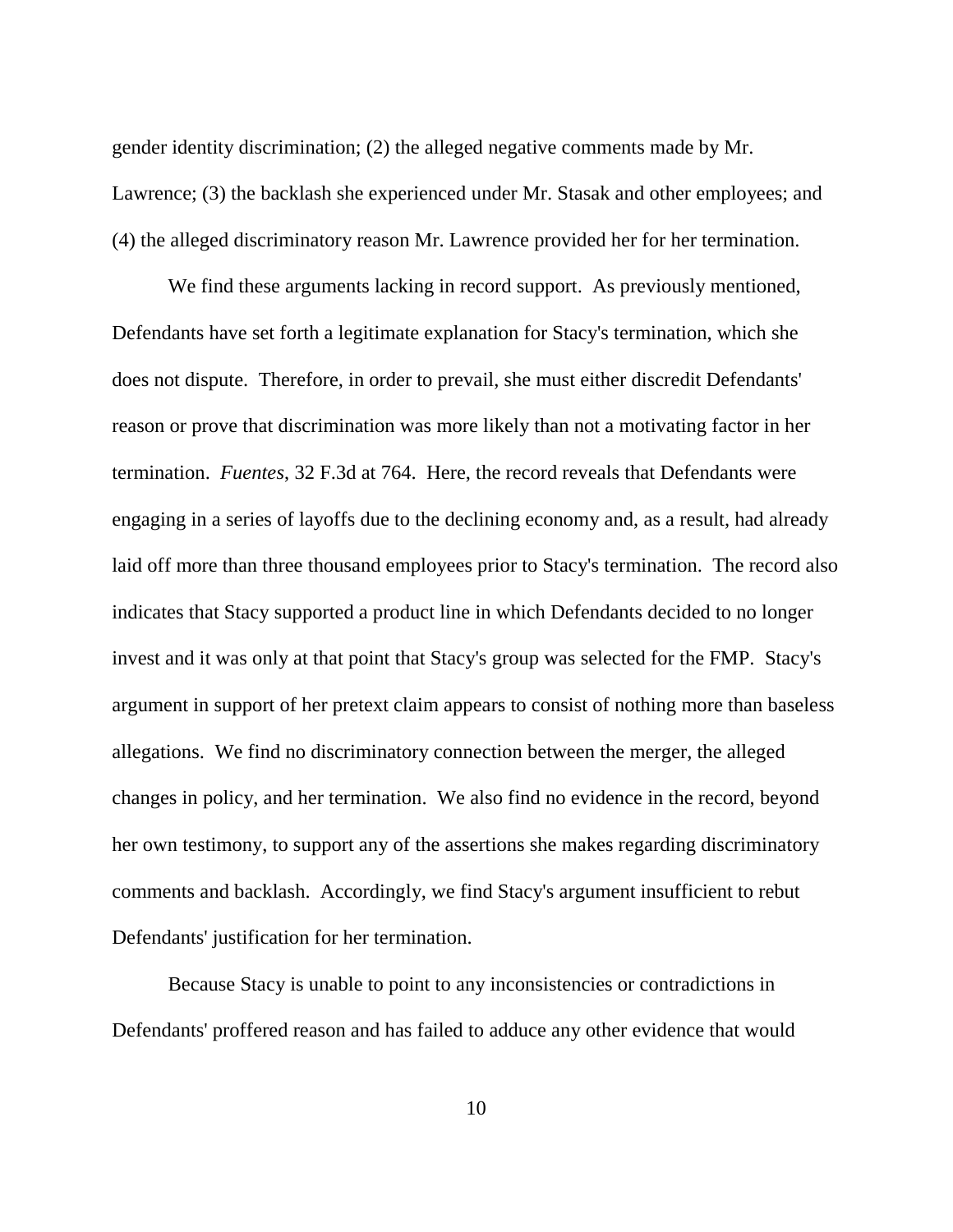gender identity discrimination; (2) the alleged negative comments made by Mr. Lawrence; (3) the backlash she experienced under Mr. Stasak and other employees; and (4) the alleged discriminatory reason Mr. Lawrence provided her for her termination.

We find these arguments lacking in record support. As previously mentioned, Defendants have set forth a legitimate explanation for Stacy's termination, which she does not dispute. Therefore, in order to prevail, she must either discredit Defendants' reason or prove that discrimination was more likely than not a motivating factor in her termination. *Fuentes*, 32 F.3d at 764. Here, the record reveals that Defendants were engaging in a series of layoffs due to the declining economy and, as a result, had already laid off more than three thousand employees prior to Stacy's termination. The record also indicates that Stacy supported a product line in which Defendants decided to no longer invest and it was only at that point that Stacy's group was selected for the FMP. Stacy's argument in support of her pretext claim appears to consist of nothing more than baseless allegations. We find no discriminatory connection between the merger, the alleged changes in policy, and her termination. We also find no evidence in the record, beyond her own testimony, to support any of the assertions she makes regarding discriminatory comments and backlash. Accordingly, we find Stacy's argument insufficient to rebut Defendants' justification for her termination.

Because Stacy is unable to point to any inconsistencies or contradictions in Defendants' proffered reason and has failed to adduce any other evidence that would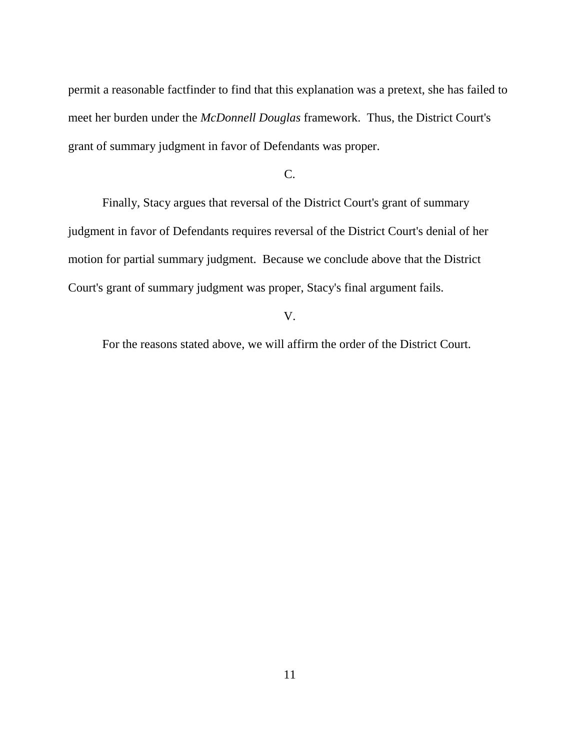permit a reasonable factfinder to find that this explanation was a pretext, she has failed to meet her burden under the *McDonnell Douglas* framework. Thus, the District Court's grant of summary judgment in favor of Defendants was proper.

C.

Finally, Stacy argues that reversal of the District Court's grant of summary judgment in favor of Defendants requires reversal of the District Court's denial of her motion for partial summary judgment. Because we conclude above that the District Court's grant of summary judgment was proper, Stacy's final argument fails.

V.

For the reasons stated above, we will affirm the order of the District Court.